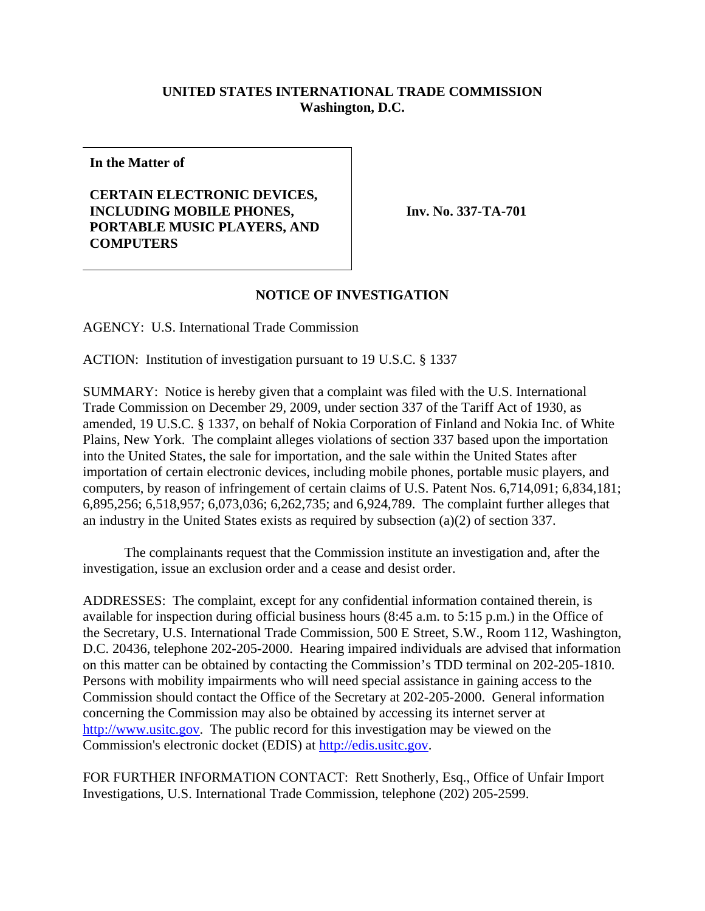**UNITED STATES INTERNATIONAL TRADE COMMISSION**
**Washington, D.C.**

| | |
|---|---|
| **In the Matter of**<br><br>**CERTAIN ELECTRONIC DEVICES, INCLUDING MOBILE PHONES, PORTABLE MUSIC PLAYERS, AND COMPUTERS** | **Inv. No. 337-TA-701** |

## NOTICE OF INVESTIGATION

AGENCY: U.S. International Trade Commission

ACTION: Institution of investigation pursuant to 19 U.S.C. § 1337

SUMMARY: Notice is hereby given that a complaint was filed with the U.S. International Trade Commission on December 29, 2009, under section 337 of the Tariff Act of 1930, as amended, 19 U.S.C. § 1337, on behalf of Nokia Corporation of Finland and Nokia Inc. of White Plains, New York. The complaint alleges violations of section 337 based upon the importation into the United States, the sale for importation, and the sale within the United States after importation of certain electronic devices, including mobile phones, portable music players, and computers, by reason of infringement of certain claims of U.S. Patent Nos. 6,714,091; 6,834,181; 6,895,256; 6,518,957; 6,073,036; 6,262,735; and 6,924,789. The complaint further alleges that an industry in the United States exists as required by subsection (a)(2) of section 337.

The complainants request that the Commission institute an investigation and, after the investigation, issue an exclusion order and a cease and desist order.

ADDRESSES: The complaint, except for any confidential information contained therein, is available for inspection during official business hours (8:45 a.m. to 5:15 p.m.) in the Office of the Secretary, U.S. International Trade Commission, 500 E Street, S.W., Room 112, Washington, D.C. 20436, telephone 202-205-2000. Hearing impaired individuals are advised that information on this matter can be obtained by contacting the Commission's TDD terminal on 202-205-1810. Persons with mobility impairments who will need special assistance in gaining access to the Commission should contact the Office of the Secretary at 202-205-2000. General information concerning the Commission may also be obtained by accessing its internet server at http://www.usitc.gov. The public record for this investigation may be viewed on the Commission's electronic docket (EDIS) at http://edis.usitc.gov.

FOR FURTHER INFORMATION CONTACT: Rett Snotherly, Esq., Office of Unfair Import Investigations, U.S. International Trade Commission, telephone (202) 205-2599.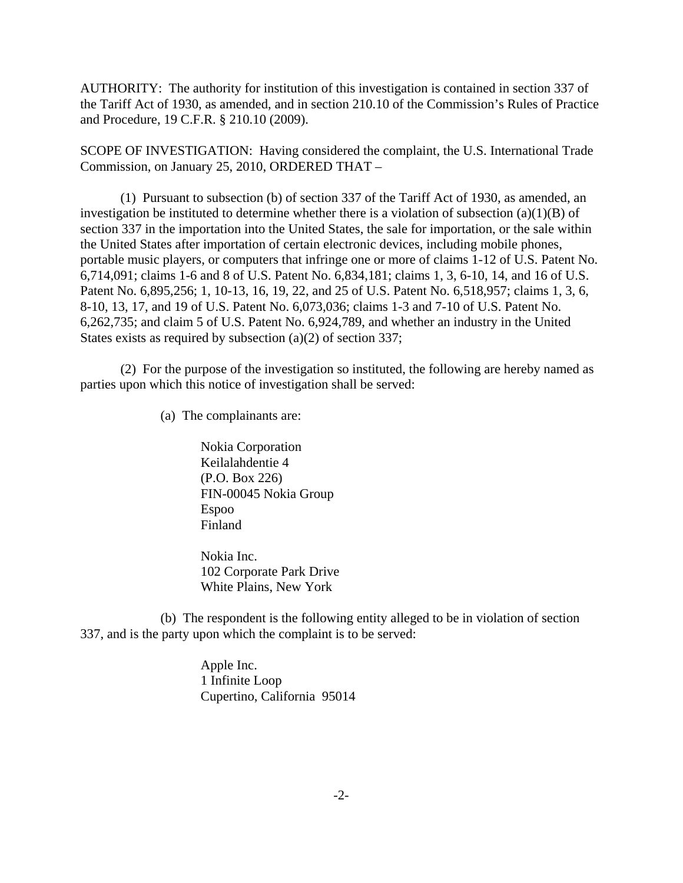AUTHORITY: The authority for institution of this investigation is contained in section 337 of the Tariff Act of 1930, as amended, and in section 210.10 of the Commission's Rules of Practice and Procedure, 19 C.F.R. § 210.10 (2009).

SCOPE OF INVESTIGATION: Having considered the complaint, the U.S. International Trade Commission, on January 25, 2010, ORDERED THAT –

(1) Pursuant to subsection (b) of section 337 of the Tariff Act of 1930, as amended, an investigation be instituted to determine whether there is a violation of subsection (a)(1)(B) of section 337 in the importation into the United States, the sale for importation, or the sale within the United States after importation of certain electronic devices, including mobile phones, portable music players, or computers that infringe one or more of claims 1-12 of U.S. Patent No. 6,714,091; claims 1-6 and 8 of U.S. Patent No. 6,834,181; claims 1, 3, 6-10, 14, and 16 of U.S. Patent No. 6,895,256; 1, 10-13, 16, 19, 22, and 25 of U.S. Patent No. 6,518,957; claims 1, 3, 6, 8-10, 13, 17, and 19 of U.S. Patent No. 6,073,036; claims 1-3 and 7-10 of U.S. Patent No. 6,262,735; and claim 5 of U.S. Patent No. 6,924,789, and whether an industry in the United States exists as required by subsection (a)(2) of section 337;

(2) For the purpose of the investigation so instituted, the following are hereby named as parties upon which this notice of investigation shall be served:

(a) The complainants are:

Nokia Corporation
Keilalahdentie 4
(P.O. Box 226)
FIN-00045 Nokia Group
Espoo
Finland

Nokia Inc.
102 Corporate Park Drive
White Plains, New York

(b) The respondent is the following entity alleged to be in violation of section 337, and is the party upon which the complaint is to be served:

Apple Inc.
1 Infinite Loop
Cupertino, California 95014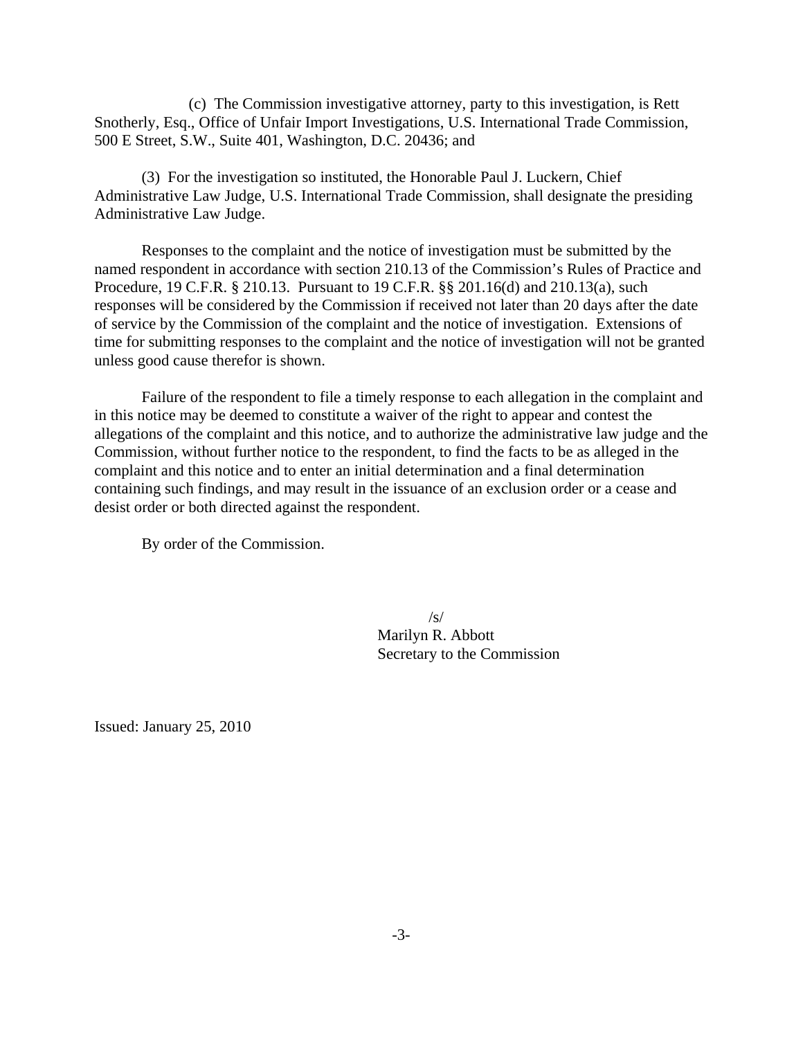(c) The Commission investigative attorney, party to this investigation, is Rett Snotherly, Esq., Office of Unfair Import Investigations, U.S. International Trade Commission, 500 E Street, S.W., Suite 401, Washington, D.C. 20436; and

(3) For the investigation so instituted, the Honorable Paul J. Luckern, Chief Administrative Law Judge, U.S. International Trade Commission, shall designate the presiding Administrative Law Judge.

Responses to the complaint and the notice of investigation must be submitted by the named respondent in accordance with section 210.13 of the Commission's Rules of Practice and Procedure, 19 C.F.R. § 210.13. Pursuant to 19 C.F.R. §§ 201.16(d) and 210.13(a), such responses will be considered by the Commission if received not later than 20 days after the date of service by the Commission of the complaint and the notice of investigation. Extensions of time for submitting responses to the complaint and the notice of investigation will not be granted unless good cause therefor is shown.

Failure of the respondent to file a timely response to each allegation in the complaint and in this notice may be deemed to constitute a waiver of the right to appear and contest the allegations of the complaint and this notice, and to authorize the administrative law judge and the Commission, without further notice to the respondent, to find the facts to be as alleged in the complaint and this notice and to enter an initial determination and a final determination containing such findings, and may result in the issuance of an exclusion order or a cease and desist order or both directed against the respondent.

By order of the Commission.

/s/
Marilyn R. Abbott
Secretary to the Commission

Issued: January 25, 2010